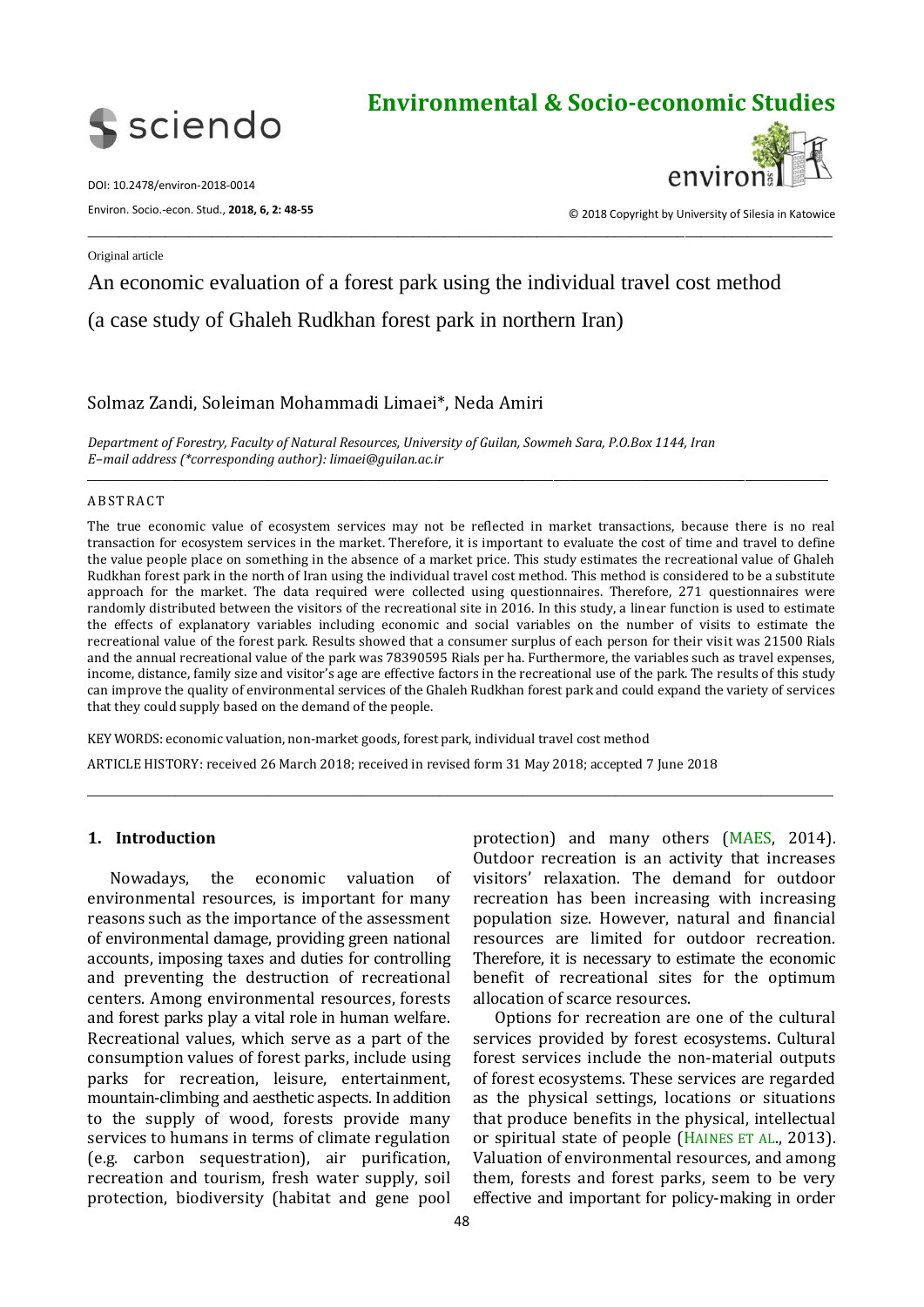Original article

# An economic evaluation of a forest park using the individual travel cost method (a case study of Ghaleh Rudkhan forest park in northern Iran)

Solmaz Zandi, Soleiman Mohammadi Limaei*, Neda Amiri

*Department of Forestry, Faculty of Natural Resources, University of Guilan, Sowmeh Sara, P.O.Box 1144, Iran*
*E–mail address (\*corresponding author): limaei@guilan.ac.ir*

## ABSTRACT

The true economic value of ecosystem services may not be reflected in market transactions, because there is no real transaction for ecosystem services in the market. Therefore, it is important to evaluate the cost of time and travel to define the value people place on something in the absence of a market price. This study estimates the recreational value of Ghaleh Rudkhan forest park in the north of Iran using the individual travel cost method. This method is considered to be a substitute approach for the market. The data required were collected using questionnaires. Therefore, 271 questionnaires were randomly distributed between the visitors of the recreational site in 2016. In this study, a linear function is used to estimate the effects of explanatory variables including economic and social variables on the number of visits to estimate the recreational value of the forest park. Results showed that a consumer surplus of each person for their visit was 21500 Rials and the annual recreational value of the park was 78390595 Rials per ha. Furthermore, the variables such as travel expenses, income, distance, family size and visitor's age are effective factors in the recreational use of the park. The results of this study can improve the quality of environmental services of the Ghaleh Rudkhan forest park and could expand the variety of services that they could supply based on the demand of the people.

KEY WORDS: economic valuation, non-market goods, forest park, individual travel cost method

ARTICLE HISTORY: received 26 March 2018; received in revised form 31 May 2018; accepted 7 June 2018

## 1. Introduction

Nowadays, the economic valuation of environmental resources, is important for many reasons such as the importance of the assessment of environmental damage, providing green national accounts, imposing taxes and duties for controlling and preventing the destruction of recreational centers. Among environmental resources, forests and forest parks play a vital role in human welfare. Recreational values, which serve as a part of the consumption values of forest parks, include using parks for recreation, leisure, entertainment, mountain-climbing and aesthetic aspects. In addition to the supply of wood, forests provide many services to humans in terms of climate regulation (e.g. carbon sequestration), air purification, recreation and tourism, fresh water supply, soil protection, biodiversity (habitat and gene pool protection) and many others (MAES, 2014). Outdoor recreation is an activity that increases visitors' relaxation. The demand for outdoor recreation has been increasing with increasing population size. However, natural and financial resources are limited for outdoor recreation. Therefore, it is necessary to estimate the economic benefit of recreational sites for the optimum allocation of scarce resources.

Options for recreation are one of the cultural services provided by forest ecosystems. Cultural forest services include the non-material outputs of forest ecosystems. These services are regarded as the physical settings, locations or situations that produce benefits in the physical, intellectual or spiritual state of people (HAINES ET AL., 2013). Valuation of environmental resources, and among them, forests and forest parks, seem to be very effective and important for policy-making in order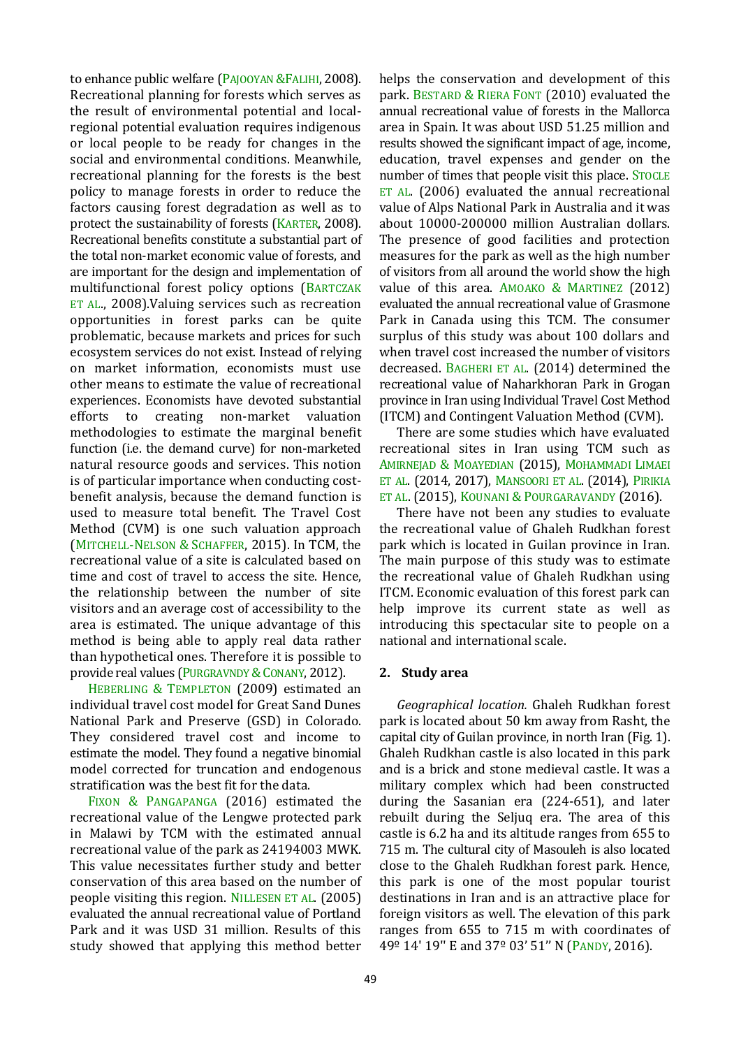to enhance public welfare (PAJOOYAN &FALIHI, 2008). Recreational planning for forests which serves as the result of environmental potential and local-regional potential evaluation requires indigenous or local people to be ready for changes in the social and environmental conditions. Meanwhile, recreational planning for the forests is the best policy to manage forests in order to reduce the factors causing forest degradation as well as to protect the sustainability of forests (KARTER, 2008). Recreational benefits constitute a substantial part of the total non-market economic value of forests, and are important for the design and implementation of multifunctional forest policy options (BARTCZAK ET AL., 2008).Valuing services such as recreation opportunities in forest parks can be quite problematic, because markets and prices for such ecosystem services do not exist. Instead of relying on market information, economists must use other means to estimate the value of recreational experiences. Economists have devoted substantial efforts to creating non-market valuation methodologies to estimate the marginal benefit function (i.e. the demand curve) for non-marketed natural resource goods and services. This notion is of particular importance when conducting cost-benefit analysis, because the demand function is used to measure total benefit. The Travel Cost Method (CVM) is one such valuation approach (MITCHELL-NELSON & SCHAFFER, 2015). In TCM, the recreational value of a site is calculated based on time and cost of travel to access the site. Hence, the relationship between the number of site visitors and an average cost of accessibility to the area is estimated. The unique advantage of this method is being able to apply real data rather than hypothetical ones. Therefore it is possible to provide real values (PURGRAVNDY & CONANY, 2012).

HEBERLING & TEMPLETON (2009) estimated an individual travel cost model for Great Sand Dunes National Park and Preserve (GSD) in Colorado. They considered travel cost and income to estimate the model. They found a negative binomial model corrected for truncation and endogenous stratification was the best fit for the data.

FIXON & PANGAPANGA (2016) estimated the recreational value of the Lengwe protected park in Malawi by TCM with the estimated annual recreational value of the park as 24194003 MWK. This value necessitates further study and better conservation of this area based on the number of people visiting this region. NILLESEN ET AL. (2005) evaluated the annual recreational value of Portland Park and it was USD 31 million. Results of this study showed that applying this method better helps the conservation and development of this park. BESTARD & RIERA FONT (2010) evaluated the annual recreational value of forests in the Mallorca area in Spain. It was about USD 51.25 million and results showed the significant impact of age, income, education, travel expenses and gender on the number of times that people visit this place. STOCLE ET AL. (2006) evaluated the annual recreational value of Alps National Park in Australia and it was about 10000-200000 million Australian dollars. The presence of good facilities and protection measures for the park as well as the high number of visitors from all around the world show the high value of this area. AMOAKO & MARTINEZ (2012) evaluated the annual recreational value of Grasmone Park in Canada using this TCM. The consumer surplus of this study was about 100 dollars and when travel cost increased the number of visitors decreased. BAGHERI ET AL. (2014) determined the recreational value of Naharkhoran Park in Grogan province in Iran using Individual Travel Cost Method (ITCM) and Contingent Valuation Method (CVM).

There are some studies which have evaluated recreational sites in Iran using TCM such as AMIRNEJAD & MOAYEDIAN (2015), MOHAMMADI LIMAEI ET AL. (2014, 2017), MANSOORI ET AL. (2014), PIRIKIA ET AL. (2015), KOUNANI & POURGARAVANDY (2016).

There have not been any studies to evaluate the recreational value of Ghaleh Rudkhan forest park which is located in Guilan province in Iran. The main purpose of this study was to estimate the recreational value of Ghaleh Rudkhan using ITCM. Economic evaluation of this forest park can help improve its current state as well as introducing this spectacular site to people on a national and international scale.

## 2. Study area

*Geographical location.* Ghaleh Rudkhan forest park is located about 50 km away from Rasht, the capital city of Guilan province, in north Iran (Fig. 1). Ghaleh Rudkhan castle is also located in this park and is a brick and stone medieval castle. It was a military complex which had been constructed during the Sasanian era (224-651), and later rebuilt during the Seljuq era. The area of this castle is 6.2 ha and its altitude ranges from 655 to 715 m. The cultural city of Masouleh is also located close to the Ghaleh Rudkhan forest park. Hence, this park is one of the most popular tourist destinations in Iran and is an attractive place for foreign visitors as well. The elevation of this park ranges from 655 to 715 m with coordinates of 49º 14' 19'' E and 37º 03' 51'' N (PANDY, 2016).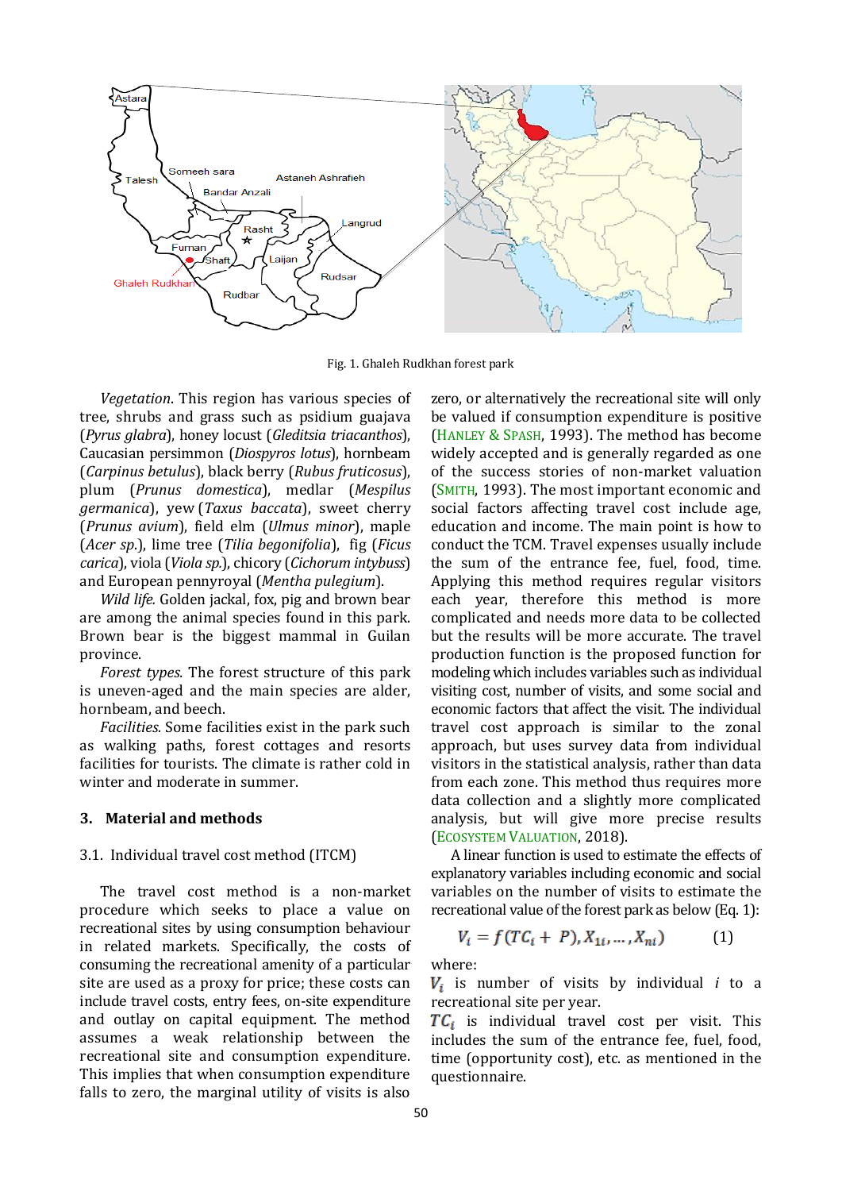Fig. 1. Ghaleh Rudkhan forest park

*Vegetation*. This region has various species of tree, shrubs and grass such as psidium guajava (*Pyrus glabra*), honey locust (*Gleditsia triacanthos*), Caucasian persimmon (*Diospyros lotus*), hornbeam (*Carpinus betulus*), black berry (*Rubus fruticosus*), plum (*Prunus domestica*), medlar (*Mespilus germanica*), yew (*Taxus baccata*), sweet cherry (*Prunus avium*), field elm (*Ulmus minor*), maple (*Acer sp.*), lime tree (*Tilia begonifolia*), fig (*Ficus carica*), viola (*Viola sp.*), chicory (*Cichorum intybuss*) and European pennyroyal (*Mentha pulegium*).

*Wild life.* Golden jackal, fox, pig and brown bear are among the animal species found in this park. Brown bear is the biggest mammal in Guilan province.

*Forest types.* The forest structure of this park is uneven-aged and the main species are alder, hornbeam, and beech.

*Facilities*. Some facilities exist in the park such as walking paths, forest cottages and resorts facilities for tourists. The climate is rather cold in winter and moderate in summer.

## 3. Material and methods

### 3.1. Individual travel cost method (ITCM)

The travel cost method is a non-market procedure which seeks to place a value on recreational sites by using consumption behaviour in related markets. Specifically, the costs of consuming the recreational amenity of a particular site are used as a proxy for price; these costs can include travel costs, entry fees, on-site expenditure and outlay on capital equipment. The method assumes a weak relationship between the recreational site and consumption expenditure. This implies that when consumption expenditure falls to zero, the marginal utility of visits is also zero, or alternatively the recreational site will only be valued if consumption expenditure is positive (Hanley & Spash, 1993). The method has become widely accepted and is generally regarded as one of the success stories of non-market valuation (Smith, 1993). The most important economic and social factors affecting travel cost include age, education and income. The main point is how to conduct the TCM. Travel expenses usually include the sum of the entrance fee, fuel, food, time. Applying this method requires regular visitors each year, therefore this method is more complicated and needs more data to be collected but the results will be more accurate. The travel production function is the proposed function for modeling which includes variables such as individual visiting cost, number of visits, and some social and economic factors that affect the visit. The individual travel cost approach is similar to the zonal approach, but uses survey data from individual visitors in the statistical analysis, rather than data from each zone. This method thus requires more data collection and a slightly more complicated analysis, but will give more precise results (Ecosystem Valuation, 2018).

A linear function is used to estimate the effects of explanatory variables including economic and social variables on the number of visits to estimate the recreational value of the forest park as below (Eq. 1):

$$V_i = f(TC_i + P), X_{1i}, \dots, X_{ni}) \qquad (1)$$

where:

$V_i$ is number of visits by individual $i$ to a recreational site per year.

$TC_i$ is individual travel cost per visit. This includes the sum of the entrance fee, fuel, food, time (opportunity cost), etc. as mentioned in the questionnaire.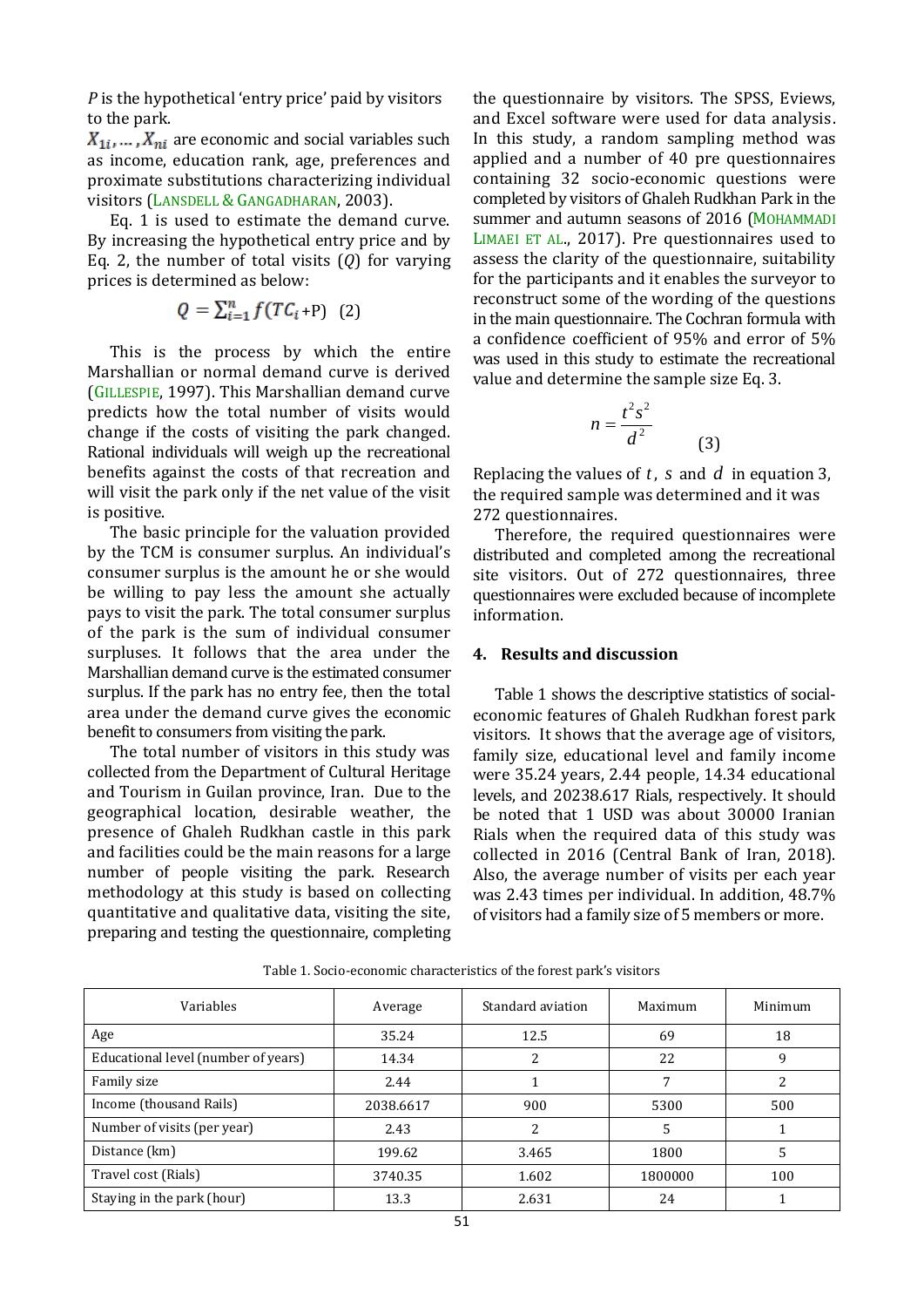$P$ is the hypothetical 'entry price' paid by visitors to the park.

$X_{1i}, \ldots, X_{ni}$ are economic and social variables such as income, education rank, age, preferences and proximate substitutions characterizing individual visitors (LANSDELL & GANGADHARAN, 2003).

Eq. 1 is used to estimate the demand curve. By increasing the hypothetical entry price and by Eq. 2, the number of total visits ($Q$) for varying prices is determined as below:

$$Q = \sum_{i=1}^{n} f(TC_i + \text{P}) \quad (2)$$

This is the process by which the entire Marshallian or normal demand curve is derived (GILLESPIE, 1997). This Marshallian demand curve predicts how the total number of visits would change if the costs of visiting the park changed. Rational individuals will weigh up the recreational benefits against the costs of that recreation and will visit the park only if the net value of the visit is positive.

The basic principle for the valuation provided by the TCM is consumer surplus. An individual's consumer surplus is the amount he or she would be willing to pay less the amount she actually pays to visit the park. The total consumer surplus of the park is the sum of individual consumer surpluses. It follows that the area under the Marshallian demand curve is the estimated consumer surplus. If the park has no entry fee, then the total area under the demand curve gives the economic benefit to consumers from visiting the park.

The total number of visitors in this study was collected from the Department of Cultural Heritage and Tourism in Guilan province, Iran. Due to the geographical location, desirable weather, the presence of Ghaleh Rudkhan castle in this park and facilities could be the main reasons for a large number of people visiting the park. Research methodology at this study is based on collecting quantitative and qualitative data, visiting the site, preparing and testing the questionnaire, completing the questionnaire by visitors. The SPSS, Eviews, and Excel software were used for data analysis. In this study, a random sampling method was applied and a number of 40 pre questionnaires containing 32 socio-economic questions were completed by visitors of Ghaleh Rudkhan Park in the summer and autumn seasons of 2016 (MOHAMMADI LIMAEI ET AL., 2017). Pre questionnaires used to assess the clarity of the questionnaire, suitability for the participants and it enables the surveyor to reconstruct some of the wording of the questions in the main questionnaire. The Cochran formula with a confidence coefficient of 95% and error of 5% was used in this study to estimate the recreational value and determine the sample size Eq. 3.

$$n = \frac{t^2 s^2}{d^2} \quad (3)$$

Replacing the values of $t$, $s$ and $d$ in equation 3, the required sample was determined and it was 272 questionnaires.

Therefore, the required questionnaires were distributed and completed among the recreational site visitors. Out of 272 questionnaires, three questionnaires were excluded because of incomplete information.

## 4. Results and discussion

Table 1 shows the descriptive statistics of social-economic features of Ghaleh Rudkhan forest park visitors. It shows that the average age of visitors, family size, educational level and family income were 35.24 years, 2.44 people, 14.34 educational levels, and 20238.617 Rials, respectively. It should be noted that 1 USD was about 30000 Iranian Rials when the required data of this study was collected in 2016 (Central Bank of Iran, 2018). Also, the average number of visits per each year was 2.43 times per individual. In addition, 48.7% of visitors had a family size of 5 members or more.

Table 1. Socio-economic characteristics of the forest park's visitors

| Variables | Average | Standard aviation | Maximum | Minimum |
|---|---|---|---|---|
| Age | 35.24 | 12.5 | 69 | 18 |
| Educational level (number of years) | 14.34 | 2 | 22 | 9 |
| Family size | 2.44 | 1 | 7 | 2 |
| Income (thousand Rails) | 2038.6617 | 900 | 5300 | 500 |
| Number of visits (per year) | 2.43 | 2 | 5 | 1 |
| Distance (km) | 199.62 | 3.465 | 1800 | 5 |
| Travel cost (Rials) | 3740.35 | 1.602 | 1800000 | 100 |
| Staying in the park (hour) | 13.3 | 2.631 | 24 | 1 |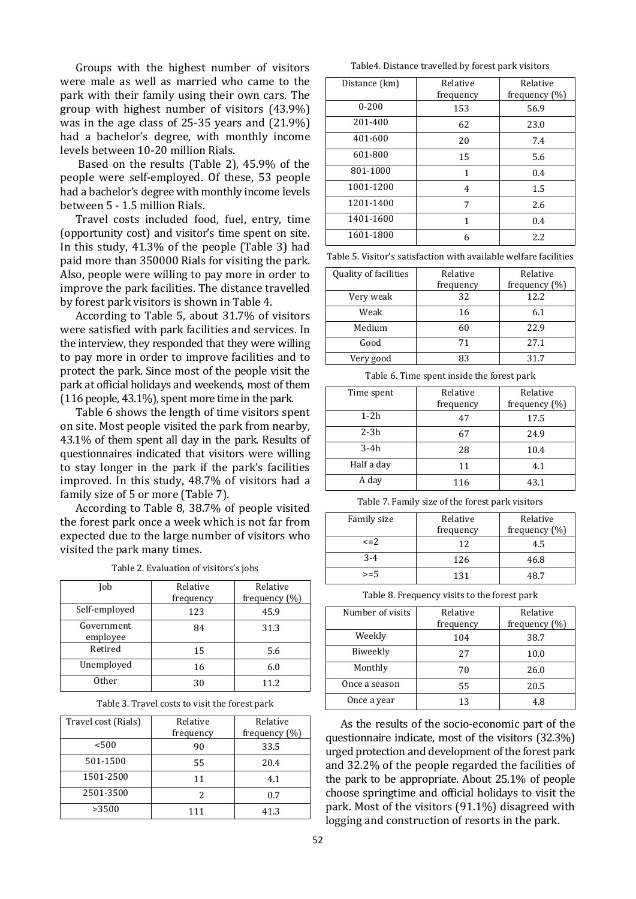Groups with the highest number of visitors were male as well as married who came to the park with their family using their own cars. The group with highest number of visitors (43.9%) was in the age class of 25-35 years and (21.9%) had a bachelor's degree, with monthly income levels between 10-20 million Rials.

Based on the results (Table 2), 45.9% of the people were self-employed. Of these, 53 people had a bachelor's degree with monthly income levels between 5 - 1.5 million Rials.

Travel costs included food, fuel, entry, time (opportunity cost) and visitor's time spent on site. In this study, 41.3% of the people (Table 3) had paid more than 350000 Rials for visiting the park. Also, people were willing to pay more in order to improve the park facilities. The distance travelled by forest park visitors is shown in Table 4.

According to Table 5, about 31.7% of visitors were satisfied with park facilities and services. In the interview, they responded that they were willing to pay more in order to improve facilities and to protect the park. Since most of the people visit the park at official holidays and weekends, most of them (116 people, 43.1%), spent more time in the park.

Table 6 shows the length of time visitors spent on site. Most people visited the park from nearby, 43.1% of them spent all day in the park. Results of questionnaires indicated that visitors were willing to stay longer in the park if the park's facilities improved. In this study, 48.7% of visitors had a family size of 5 or more (Table 7).

According to Table 8, 38.7% of people visited the forest park once a week which is not far from expected due to the large number of visitors who visited the park many times.

Table 2. Evaluation of visitors's jobs

| Job | Relative frequency | Relative frequency (%) |
|---|---|---|
| Self-employed | 123 | 45.9 |
| Government employee | 84 | 31.3 |
| Retired | 15 | 5.6 |
| Unemployed | 16 | 6.0 |
| Other | 30 | 11.2 |

Table 3. Travel costs to visit the forest park

| Travel cost (Rials) | Relative frequency | Relative frequency (%) |
|---|---|---|
| <500 | 90 | 33.5 |
| 501-1500 | 55 | 20.4 |
| 1501-2500 | 11 | 4.1 |
| 2501-3500 | 2 | 0.7 |
| >3500 | 111 | 41.3 |

Table4. Distance travelled by forest park visitors

| Distance (km) | Relative frequency | Relative frequency (%) |
|---|---|---|
| 0-200 | 153 | 56.9 |
| 201-400 | 62 | 23.0 |
| 401-600 | 20 | 7.4 |
| 601-800 | 15 | 5.6 |
| 801-1000 | 1 | 0.4 |
| 1001-1200 | 4 | 1.5 |
| 1201-1400 | 7 | 2.6 |
| 1401-1600 | 1 | 0.4 |
| 1601-1800 | 6 | 2.2 |

Table 5. Visitor's satisfaction with available welfare facilities

| Quality of facilities | Relative frequency | Relative frequency (%) |
|---|---|---|
| Very weak | 32 | 12.2 |
| Weak | 16 | 6.1 |
| Medium | 60 | 22.9 |
| Good | 71 | 27.1 |
| Very good | 83 | 31.7 |

Table 6. Time spent inside the forest park

| Time spent | Relative frequency | Relative frequency (%) |
|---|---|---|
| 1-2h | 47 | 17.5 |
| 2-3h | 67 | 24.9 |
| 3-4h | 28 | 10.4 |
| Half a day | 11 | 4.1 |
| A day | 116 | 43.1 |

Table 7. Family size of the forest park visitors

| Family size | Relative frequency | Relative frequency (%) |
|---|---|---|
| <=2 | 12 | 4.5 |
| 3-4 | 126 | 46.8 |
| >=5 | 131 | 48.7 |

Table 8. Frequency visits to the forest park

| Number of visits | Relative frequency | Relative frequency (%) |
|---|---|---|
| Weekly | 104 | 38.7 |
| Biweekly | 27 | 10.0 |
| Monthly | 70 | 26.0 |
| Once a season | 55 | 20.5 |
| Once a year | 13 | 4.8 |

As the results of the socio-economic part of the questionnaire indicate, most of the visitors (32.3%) urged protection and development of the forest park and 32.2% of the people regarded the facilities of the park to be appropriate. About 25.1% of people choose springtime and official holidays to visit the park. Most of the visitors (91.1%) disagreed with logging and construction of resorts in the park.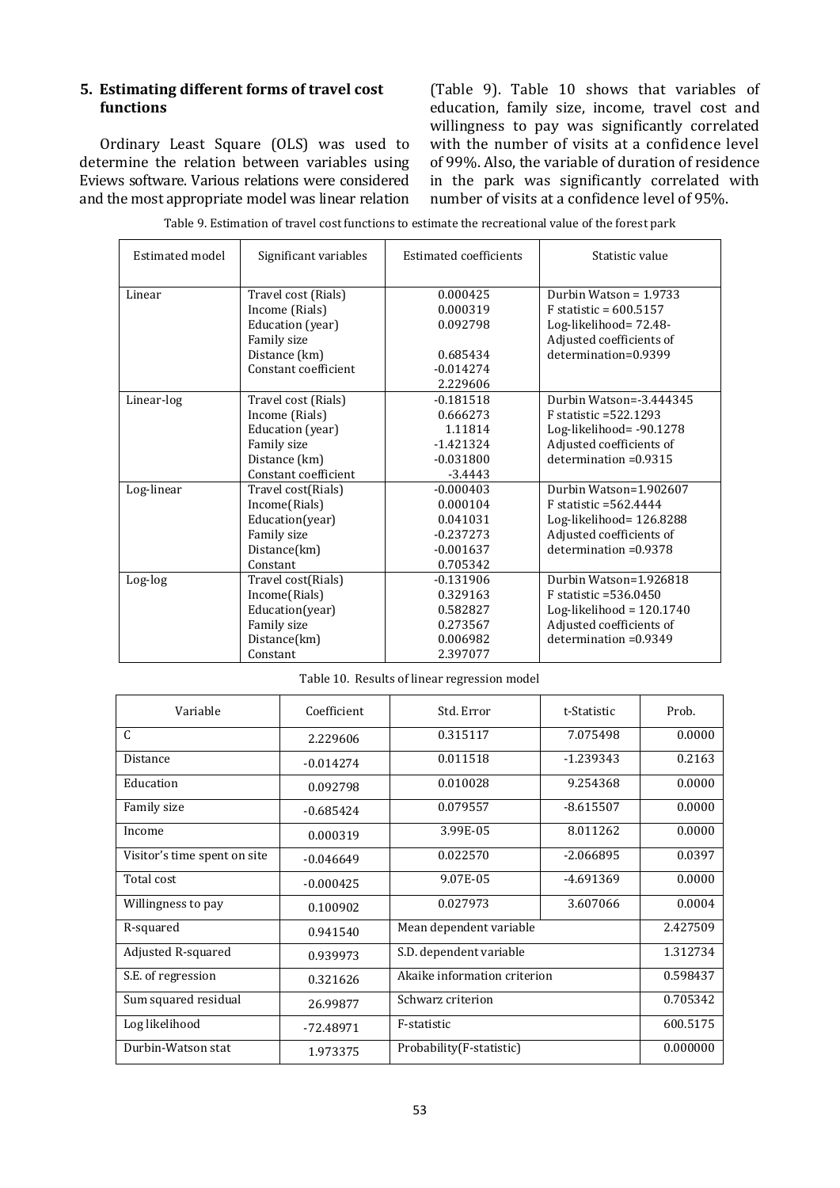### 5. Estimating different forms of travel cost functions

Ordinary Least Square (OLS) was used to determine the relation between variables using Eviews software. Various relations were considered and the most appropriate model was linear relation (Table 9). Table 10 shows that variables of education, family size, income, travel cost and willingness to pay was significantly correlated with the number of visits at a confidence level of 99%. Also, the variable of duration of residence in the park was significantly correlated with number of visits at a confidence level of 95%.

Table 9. Estimation of travel cost functions to estimate the recreational value of the forest park

| Estimated model | Significant variables | Estimated coefficients | Statistic value |
|---|---|---|---|
| Linear | Travel cost (Rials)<br>Income (Rials)<br>Education (year)<br>Family size<br>Distance (km)<br>Constant coefficient | 0.000425<br>0.000319<br>0.092798<br><br>0.685434<br>-0.014274<br>2.229606 | Durbin Watson = 1.9733<br>F statistic = 600.5157<br>Log-likelihood= 72.48-<br>Adjusted coefficients of determination=0.9399 |
| Linear-log | Travel cost (Rials)<br>Income (Rials)<br>Education (year)<br>Family size<br>Distance (km)<br>Constant coefficient | -0.181518<br>0.666273<br>1.11814<br>-1.421324<br>-0.031800<br>-3.4443 | Durbin Watson=-3.444345<br>F statistic =522.1293<br>Log-likelihood= -90.1278<br>Adjusted coefficients of determination =0.9315 |
| Log-linear | Travel cost(Rials)<br>Income(Rials)<br>Education(year)<br>Family size<br>Distance(km)<br>Constant | -0.000403<br>0.000104<br>0.041031<br>-0.237273<br>-0.001637<br>0.705342 | Durbin Watson=1.902607<br>F statistic =562.4444<br>Log-likelihood= 126.8288<br>Adjusted coefficients of determination =0.9378 |
| Log-log | Travel cost(Rials)<br>Income(Rials)<br>Education(year)<br>Family size<br>Distance(km)<br>Constant | -0.131906<br>0.329163<br>0.582827<br>0.273567<br>0.006982<br>2.397077 | Durbin Watson=1.926818<br>F statistic =536.0450<br>Log-likelihood = 120.1740<br>Adjusted coefficients of determination =0.9349 |

Table 10. Results of linear regression model

| Variable | Coefficient | Std. Error | t-Statistic | Prob. |
|---|---|---|---|---|
| C | 2.229606 | 0.315117 | 7.075498 | 0.0000 |
| Distance | -0.014274 | 0.011518 | -1.239343 | 0.2163 |
| Education | 0.092798 | 0.010028 | 9.254368 | 0.0000 |
| Family size | -0.685424 | 0.079557 | -8.615507 | 0.0000 |
| Income | 0.000319 | 3.99E-05 | 8.011262 | 0.0000 |
| Visitor's time spent on site | -0.046649 | 0.022570 | -2.066895 | 0.0397 |
| Total cost | -0.000425 | 9.07E-05 | -4.691369 | 0.0000 |
| Willingness to pay | 0.100902 | 0.027973 | 3.607066 | 0.0004 |
| R-squared | 0.941540 | Mean dependent variable | | 2.427509 |
| Adjusted R-squared | 0.939973 | S.D. dependent variable | | 1.312734 |
| S.E. of regression | 0.321626 | Akaike information criterion | | 0.598437 |
| Sum squared residual | 26.99877 | Schwarz criterion | | 0.705342 |
| Log likelihood | -72.48971 | F-statistic | | 600.5175 |
| Durbin-Watson stat | 1.973375 | Probability(F-statistic) | | 0.000000 |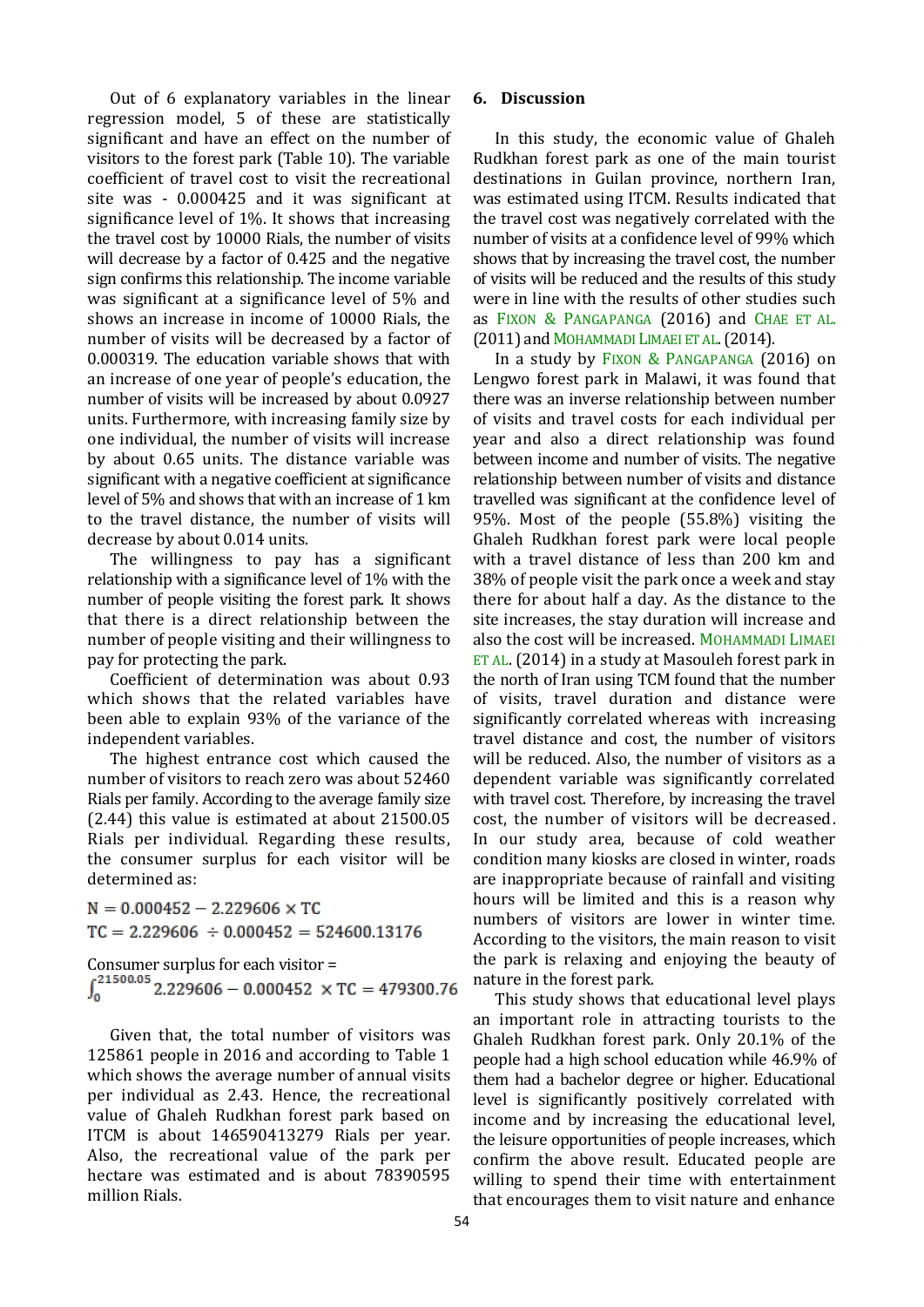Out of 6 explanatory variables in the linear regression model, 5 of these are statistically significant and have an effect on the number of visitors to the forest park (Table 10). The variable coefficient of travel cost to visit the recreational site was - 0.000425 and it was significant at significance level of 1%. It shows that increasing the travel cost by 10000 Rials, the number of visits will decrease by a factor of 0.425 and the negative sign confirms this relationship. The income variable was significant at a significance level of 5% and shows an increase in income of 10000 Rials, the number of visits will be decreased by a factor of 0.000319. The education variable shows that with an increase of one year of people's education, the number of visits will be increased by about 0.0927 units. Furthermore, with increasing family size by one individual, the number of visits will increase by about 0.65 units. The distance variable was significant with a negative coefficient at significance level of 5% and shows that with an increase of 1 km to the travel distance, the number of visits will decrease by about 0.014 units.

The willingness to pay has a significant relationship with a significance level of 1% with the number of people visiting the forest park. It shows that there is a direct relationship between the number of people visiting and their willingness to pay for protecting the park.

Coefficient of determination was about 0.93 which shows that the related variables have been able to explain 93% of the variance of the independent variables.

The highest entrance cost which caused the number of visitors to reach zero was about 52460 Rials per family. According to the average family size (2.44) this value is estimated at about 21500.05 Rials per individual. Regarding these results, the consumer surplus for each visitor will be determined as:

$$N = 0.000452 - 2.229606 \times TC$$

$$TC = 2.229606 \div 0.000452 = 524600.13176$$

Consumer surplus for each visitor =

$$\int_0^{21500.05} 2.229606 - 0.000452 \times TC = 479300.76$$

Given that, the total number of visitors was 125861 people in 2016 and according to Table 1 which shows the average number of annual visits per individual as 2.43. Hence, the recreational value of Ghaleh Rudkhan forest park based on ITCM is about 146590413279 Rials per year. Also, the recreational value of the park per hectare was estimated and is about 78390595 million Rials.

## 6. Discussion

In this study, the economic value of Ghaleh Rudkhan forest park as one of the main tourist destinations in Guilan province, northern Iran, was estimated using ITCM. Results indicated that the travel cost was negatively correlated with the number of visits at a confidence level of 99% which shows that by increasing the travel cost, the number of visits will be reduced and the results of this study were in line with the results of other studies such as FIXON & PANGAPANGA (2016) and CHAE ET AL. (2011) and MOHAMMADI LIMAEI ET AL. (2014).

In a study by FIXON & PANGAPANGA (2016) on Lengwo forest park in Malawi, it was found that there was an inverse relationship between number of visits and travel costs for each individual per year and also a direct relationship was found between income and number of visits. The negative relationship between number of visits and distance travelled was significant at the confidence level of 95%. Most of the people (55.8%) visiting the Ghaleh Rudkhan forest park were local people with a travel distance of less than 200 km and 38% of people visit the park once a week and stay there for about half a day. As the distance to the site increases, the stay duration will increase and also the cost will be increased. MOHAMMADI LIMAEI ET AL. (2014) in a study at Masouleh forest park in the north of Iran using TCM found that the number of visits, travel duration and distance were significantly correlated whereas with increasing travel distance and cost, the number of visitors will be reduced. Also, the number of visitors as a dependent variable was significantly correlated with travel cost. Therefore, by increasing the travel cost, the number of visitors will be decreased. In our study area, because of cold weather condition many kiosks are closed in winter, roads are inappropriate because of rainfall and visiting hours will be limited and this is a reason why numbers of visitors are lower in winter time. According to the visitors, the main reason to visit the park is relaxing and enjoying the beauty of nature in the forest park.

This study shows that educational level plays an important role in attracting tourists to the Ghaleh Rudkhan forest park. Only 20.1% of the people had a high school education while 46.9% of them had a bachelor degree or higher. Educational level is significantly positively correlated with income and by increasing the educational level, the leisure opportunities of people increases, which confirm the above result. Educated people are willing to spend their time with entertainment that encourages them to visit nature and enhance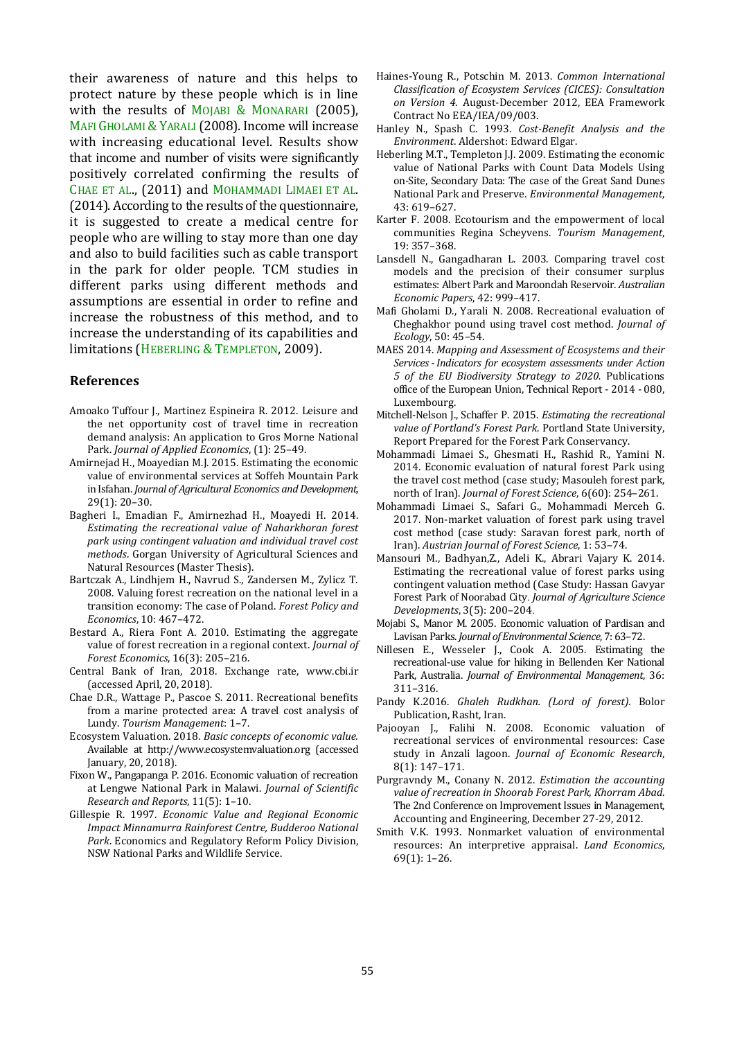their awareness of nature and this helps to protect nature by these people which is in line with the results of Mojabi & Monarari (2005), Mafi Gholami & Yarali (2008). Income will increase with increasing educational level. Results show that income and number of visits were significantly positively correlated confirming the results of Chae et al., (2011) and Mohammadi Limaei et al. (2014). According to the results of the questionnaire, it is suggested to create a medical centre for people who are willing to stay more than one day and also to build facilities such as cable transport in the park for older people. TCM studies in different parks using different methods and assumptions are essential in order to refine and increase the robustness of this method, and to increase the understanding of its capabilities and limitations (Heberling & Templeton, 2009).

## References

Amoako Tuffour J., Martinez Espineira R. 2012. Leisure and the net opportunity cost of travel time in recreation demand analysis: An application to Gros Morne National Park. *Journal of Applied Economics*, (1): 25–49.

Amirnejad H., Moayedian M.J. 2015. Estimating the economic value of environmental services at Soffeh Mountain Park in Isfahan. *Journal of Agricultural Economics and Development*, 29(1): 20–30.

Bagheri I., Emadian F., Amirnezhad H., Moayedi H. 2014. *Estimating the recreational value of Naharkhoran forest park using contingent valuation and individual travel cost methods*. Gorgan University of Agricultural Sciences and Natural Resources (Master Thesis).

Bartczak A., Lindhjem H., Navrud S., Zandersen M., Zylicz T. 2008. Valuing forest recreation on the national level in a transition economy: The case of Poland. *Forest Policy and Economics*, 10: 467–472.

Bestard A., Riera Font A. 2010. Estimating the aggregate value of forest recreation in a regional context. *Journal of Forest Economics*, 16(3): 205–216.

Central Bank of Iran, 2018. Exchange rate, www.cbi.ir (accessed April, 20, 2018).

Chae D.R., Wattage P., Pascoe S. 2011. Recreational benefits from a marine protected area: A travel cost analysis of Lundy. *Tourism Management*: 1–7.

Ecosystem Valuation. 2018. *Basic concepts of economic value.* Available at http://www.ecosystemvaluation.org (accessed January, 20, 2018).

Fixon W., Pangapanga P. 2016. Economic valuation of recreation at Lengwe National Park in Malawi. *Journal of Scientific Research and Reports*, 11(5): 1–10.

Gillespie R. 1997. *Economic Value and Regional Economic Impact Minnamurra Rainforest Centre, Budderoo National Park*. Economics and Regulatory Reform Policy Division, NSW National Parks and Wildlife Service.

Haines-Young R., Potschin M. 2013. *Common International Classification of Ecosystem Services (CICES): Consultation on Version 4*. August-December 2012, EEA Framework Contract No EEA/IEA/09/003.

Hanley N., Spash C. 1993. *Cost-Benefit Analysis and the Environment*. Aldershot: Edward Elgar.

Heberling M.T., Templeton J.J. 2009. Estimating the economic value of National Parks with Count Data Models Using on-Site, Secondary Data: The case of the Great Sand Dunes National Park and Preserve. *Environmental Management*, 43: 619–627.

Karter F. 2008. Ecotourism and the empowerment of local communities Regina Scheyvens. *Tourism Management*, 19: 357–368.

Lansdell N., Gangadharan L. 2003. Comparing travel cost models and the precision of their consumer surplus estimates: Albert Park and Maroondah Reservoir. *Australian Economic Papers*, 42: 999–417.

Mafi Gholami D., Yarali N. 2008. Recreational evaluation of Cheghakhor pound using travel cost method. *Journal of Ecology*, 50: 45–54.

MAES 2014. *Mapping and Assessment of Ecosystems and their Services - Indicators for ecosystem assessments under Action 5 of the EU Biodiversity Strategy to 2020.* Publications office of the European Union, Technical Report - 2014 - 080, Luxembourg.

Mitchell-Nelson J., Schaffer P. 2015. *Estimating the recreational value of Portland's Forest Park*. Portland State University, Report Prepared for the Forest Park Conservancy.

Mohammadi Limaei S., Ghesmati H., Rashid R., Yamini N. 2014. Economic evaluation of natural forest Park using the travel cost method (case study; Masouleh forest park, north of Iran). *Journal of Forest Science*, 6(60): 254–261.

Mohammadi Limaei S., Safari G., Mohammadi Merceh G. 2017. Non-market valuation of forest park using travel cost method (case study: Saravan forest park, north of Iran). *Austrian Journal of Forest Science*, 1: 53–74.

Mansouri M., Badhyan,Z., Adeli K., Abrari Vajary K. 2014. Estimating the recreational value of forest parks using contingent valuation method (Case Study: Hassan Gavyar Forest Park of Noorabad City. *Journal of Agriculture Science Developments*, 3(5): 200–204.

Mojabi S., Manor M. 2005. Economic valuation of Pardisan and Lavisan Parks. *Journal of Environmental Science*, 7: 63–72.

Nillesen E., Wesseler J., Cook A. 2005. Estimating the recreational-use value for hiking in Bellenden Ker National Park, Australia. *Journal of Environmental Management*, 36: 311–316.

Pandy K.2016. *Ghaleh Rudkhan. (Lord of forest)*. Bolor Publication, Rasht, Iran.

Pajooyan J., Falihi N. 2008. Economic valuation of recreational services of environmental resources: Case study in Anzali lagoon. *Journal of Economic Research*, 8(1): 147–171.

Purgravndy M., Conany N. 2012. *Estimation the accounting value of recreation in Shoorab Forest Park, Khorram Abad.* The 2nd Conference on Improvement Issues in Management, Accounting and Engineering, December 27-29, 2012.

Smith V.K. 1993. Nonmarket valuation of environmental resources: An interpretive appraisal. *Land Economics*, 69(1): 1–26.